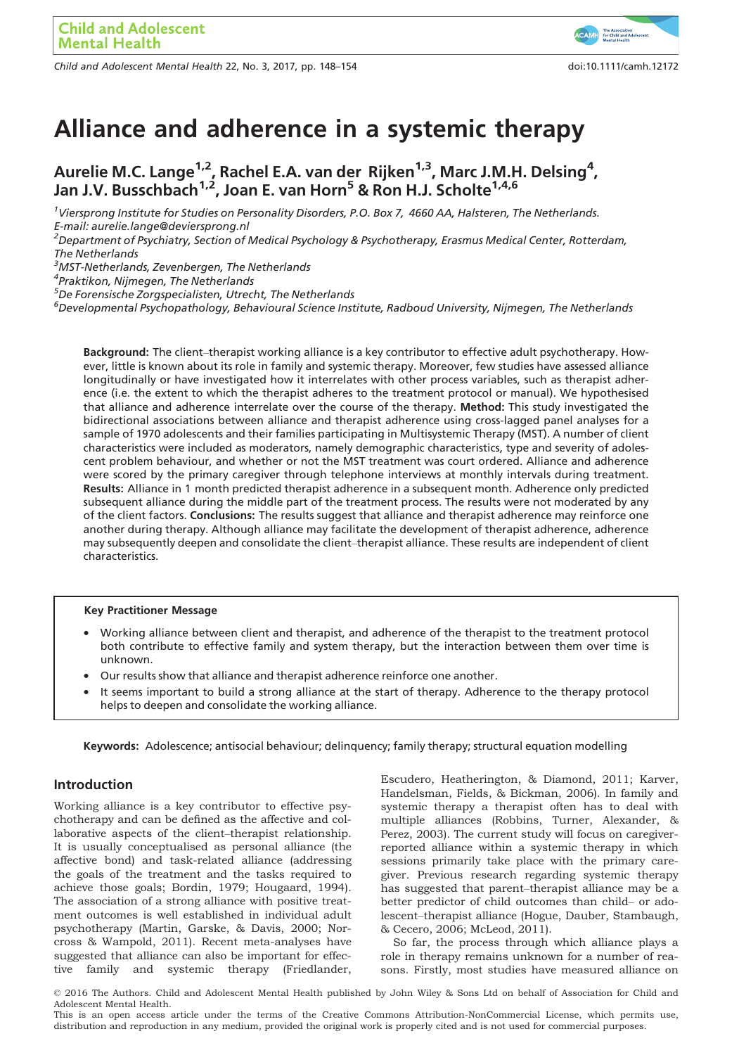# Alliance and adherence in a systemic therapy

## Aurelie M.C. Lange[1,2], Rachel E.A. van der Rijken[1,3], Marc J.M.H. Delsing[4], Jan J.V. Busschbach[1,2], Joan E. van Horn[5] & Ron H.J. Scholte[1,4,6]

[1]Viersprong Institute for Studies on Personality Disorders, P.O. Box 7, 4660 AA, Halsteren, The Netherlands. E-mail: aurelie.lange@deviersprong.nl
[2]Department of Psychiatry, Section of Medical Psychology & Psychotherapy, Erasmus Medical Center, Rotterdam, The Netherlands
[3]MST-Netherlands, Zevenbergen, The Netherlands
[4]Praktikon, Nijmegen, The Netherlands
[5]De Forensische Zorgspecialisten, Utrecht, The Netherlands
[6]Developmental Psychopathology, Behavioural Science Institute, Radboud University, Nijmegen, The Netherlands

**Background:** The client–therapist working alliance is a key contributor to effective adult psychotherapy. However, little is known about its role in family and systemic therapy. Moreover, few studies have assessed alliance longitudinally or have investigated how it interrelates with other process variables, such as therapist adherence (i.e. the extent to which the therapist adheres to the treatment protocol or manual). We hypothesised that alliance and adherence interrelate over the course of the therapy. **Method:** This study investigated the bidirectional associations between alliance and therapist adherence using cross-lagged panel analyses for a sample of 1970 adolescents and their families participating in Multisystemic Therapy (MST). A number of client characteristics were included as moderators, namely demographic characteristics, type and severity of adolescent problem behaviour, and whether or not the MST treatment was court ordered. Alliance and adherence were scored by the primary caregiver through telephone interviews at monthly intervals during treatment. **Results:** Alliance in 1 month predicted therapist adherence in a subsequent month. Adherence only predicted subsequent alliance during the middle part of the treatment process. The results were not moderated by any of the client factors. **Conclusions:** The results suggest that alliance and therapist adherence may reinforce one another during therapy. Although alliance may facilitate the development of therapist adherence, adherence may subsequently deepen and consolidate the client–therapist alliance. These results are independent of client characteristics.

**Key Practitioner Message**

- Working alliance between client and therapist, and adherence of the therapist to the treatment protocol both contribute to effective family and system therapy, but the interaction between them over time is unknown.
- Our results show that alliance and therapist adherence reinforce one another.
- It seems important to build a strong alliance at the start of therapy. Adherence to the therapy protocol helps to deepen and consolidate the working alliance.

**Keywords:** Adolescence; antisocial behaviour; delinquency; family therapy; structural equation modelling

## Introduction

Working alliance is a key contributor to effective psychotherapy and can be defined as the affective and collaborative aspects of the client–therapist relationship. It is usually conceptualised as personal alliance (the affective bond) and task-related alliance (addressing the goals of the treatment and the tasks required to achieve those goals; Bordin, 1979; Hougaard, 1994). The association of a strong alliance with positive treatment outcomes is well established in individual adult psychotherapy (Martin, Garske, & Davis, 2000; Norcross & Wampold, 2011). Recent meta-analyses have suggested that alliance can also be important for effective family and systemic therapy (Friedlander, Escudero, Heatherington, & Diamond, 2011; Karver, Handelsman, Fields, & Bickman, 2006). In family and systemic therapy a therapist often has to deal with multiple alliances (Robbins, Turner, Alexander, & Perez, 2003). The current study will focus on caregiver-reported alliance within a systemic therapy in which sessions primarily take place with the primary caregiver. Previous research regarding systemic therapy has suggested that parent–therapist alliance may be a better predictor of child outcomes than child– or adolescent–therapist alliance (Hogue, Dauber, Stambaugh, & Cecero, 2006; McLeod, 2011).

So far, the process through which alliance plays a role in therapy remains unknown for a number of reasons. Firstly, most studies have measured alliance on

© 2016 The Authors. Child and Adolescent Mental Health published by John Wiley & Sons Ltd on behalf of Association for Child and Adolescent Mental Health.
This is an open access article under the terms of the Creative Commons Attribution-NonCommercial License, which permits use, distribution and reproduction in any medium, provided the original work is properly cited and is not used for commercial purposes.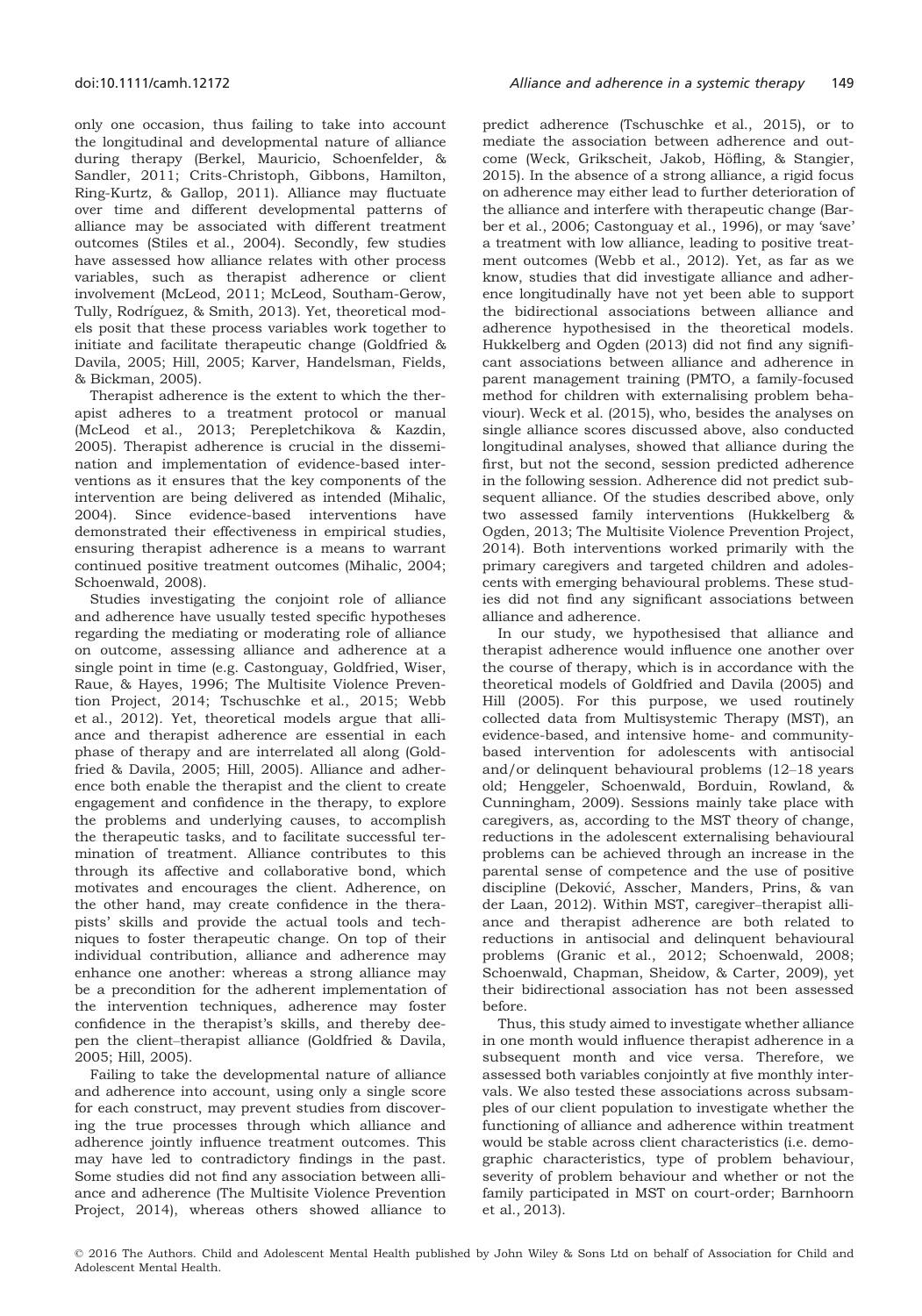only one occasion, thus failing to take into account the longitudinal and developmental nature of alliance during therapy (Berkel, Mauricio, Schoenfelder, & Sandler, 2011; Crits-Christoph, Gibbons, Hamilton, Ring-Kurtz, & Gallop, 2011). Alliance may fluctuate over time and different developmental patterns of alliance may be associated with different treatment outcomes (Stiles et al., 2004). Secondly, few studies have assessed how alliance relates with other process variables, such as therapist adherence or client involvement (McLeod, 2011; McLeod, Southam-Gerow, Tully, Rodríguez, & Smith, 2013). Yet, theoretical models posit that these process variables work together to initiate and facilitate therapeutic change (Goldfried & Davila, 2005; Hill, 2005; Karver, Handelsman, Fields, & Bickman, 2005).

Therapist adherence is the extent to which the therapist adheres to a treatment protocol or manual (McLeod et al., 2013; Perepletchikova & Kazdin, 2005). Therapist adherence is crucial in the dissemination and implementation of evidence-based interventions as it ensures that the key components of the intervention are being delivered as intended (Mihalic, 2004). Since evidence-based interventions have demonstrated their effectiveness in empirical studies, ensuring therapist adherence is a means to warrant continued positive treatment outcomes (Mihalic, 2004; Schoenwald, 2008).

Studies investigating the conjoint role of alliance and adherence have usually tested specific hypotheses regarding the mediating or moderating role of alliance on outcome, assessing alliance and adherence at a single point in time (e.g. Castonguay, Goldfried, Wiser, Raue, & Hayes, 1996; The Multisite Violence Prevention Project, 2014; Tschuschke et al., 2015; Webb et al., 2012). Yet, theoretical models argue that alliance and therapist adherence are essential in each phase of therapy and are interrelated all along (Goldfried & Davila, 2005; Hill, 2005). Alliance and adherence both enable the therapist and the client to create engagement and confidence in the therapy, to explore the problems and underlying causes, to accomplish the therapeutic tasks, and to facilitate successful termination of treatment. Alliance contributes to this through its affective and collaborative bond, which motivates and encourages the client. Adherence, on the other hand, may create confidence in the therapists' skills and provide the actual tools and techniques to foster therapeutic change. On top of their individual contribution, alliance and adherence may enhance one another: whereas a strong alliance may be a precondition for the adherent implementation of the intervention techniques, adherence may foster confidence in the therapist's skills, and thereby deepen the client–therapist alliance (Goldfried & Davila, 2005; Hill, 2005).

Failing to take the developmental nature of alliance and adherence into account, using only a single score for each construct, may prevent studies from discovering the true processes through which alliance and adherence jointly influence treatment outcomes. This may have led to contradictory findings in the past. Some studies did not find any association between alliance and adherence (The Multisite Violence Prevention Project, 2014), whereas others showed alliance to predict adherence (Tschuschke et al., 2015), or to mediate the association between adherence and outcome (Weck, Grikscheit, Jakob, Höfling, & Stangier, 2015). In the absence of a strong alliance, a rigid focus on adherence may either lead to further deterioration of the alliance and interfere with therapeutic change (Barber et al., 2006; Castonguay et al., 1996), or may 'save' a treatment with low alliance, leading to positive treatment outcomes (Webb et al., 2012). Yet, as far as we know, studies that did investigate alliance and adherence longitudinally have not yet been able to support the bidirectional associations between alliance and adherence hypothesised in the theoretical models. Hukkelberg and Ogden (2013) did not find any significant associations between alliance and adherence in parent management training (PMTO, a family-focused method for children with externalising problem behaviour). Weck et al. (2015), who, besides the analyses on single alliance scores discussed above, also conducted longitudinal analyses, showed that alliance during the first, but not the second, session predicted adherence in the following session. Adherence did not predict subsequent alliance. Of the studies described above, only two assessed family interventions (Hukkelberg & Ogden, 2013; The Multisite Violence Prevention Project, 2014). Both interventions worked primarily with the primary caregivers and targeted children and adolescents with emerging behavioural problems. These studies did not find any significant associations between alliance and adherence.

In our study, we hypothesised that alliance and therapist adherence would influence one another over the course of therapy, which is in accordance with the theoretical models of Goldfried and Davila (2005) and Hill (2005). For this purpose, we used routinely collected data from Multisystemic Therapy (MST), an evidence-based, and intensive home- and community-based intervention for adolescents with antisocial and/or delinquent behavioural problems (12–18 years old; Henggeler, Schoenwald, Borduin, Rowland, & Cunningham, 2009). Sessions mainly take place with caregivers, as, according to the MST theory of change, reductions in the adolescent externalising behavioural problems can be achieved through an increase in the parental sense of competence and the use of positive discipline (Deković, Asscher, Manders, Prins, & van der Laan, 2012). Within MST, caregiver–therapist alliance and therapist adherence are both related to reductions in antisocial and delinquent behavioural problems (Granic et al., 2012; Schoenwald, 2008; Schoenwald, Chapman, Sheidow, & Carter, 2009), yet their bidirectional association has not been assessed before.

Thus, this study aimed to investigate whether alliance in one month would influence therapist adherence in a subsequent month and vice versa. Therefore, we assessed both variables conjointly at five monthly intervals. We also tested these associations across subsamples of our client population to investigate whether the functioning of alliance and adherence within treatment would be stable across client characteristics (i.e. demographic characteristics, type of problem behaviour, severity of problem behaviour and whether or not the family participated in MST on court-order; Barnhoorn et al., 2013).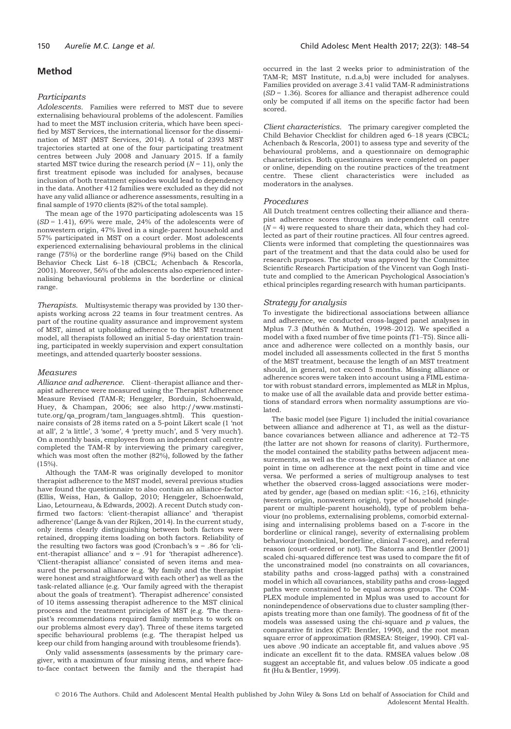## Method

### *Participants*

*Adolescents.* Families were referred to MST due to severe externalising behavioural problems of the adolescent. Families had to meet the MST inclusion criteria, which have been specified by MST Services, the international licensor for the dissemination of MST (MST Services, 2014). A total of 2393 MST trajectories started at one of the four participating treatment centres between July 2008 and January 2015. If a family started MST twice during the research period ($N = 11$), only the first treatment episode was included for analyses, because inclusion of both treatment episodes would lead to dependency in the data. Another 412 families were excluded as they did not have any valid alliance or adherence assessments, resulting in a final sample of 1970 clients (82% of the total sample).

The mean age of the 1970 participating adolescents was 15 ($SD = 1.41$), 69% were male, 24% of the adolescents were of nonwestern origin, 47% lived in a single-parent household and 57% participated in MST on a court order. Most adolescents experienced externalising behavioural problems in the clinical range (75%) or the borderline range (9%) based on the Child Behavior Check List 6–18 (CBCL; Achenbach & Rescorla, 2001). Moreover, 56% of the adolescents also experienced internalising behavioural problems in the borderline or clinical range.

*Therapists.* Multisystemic therapy was provided by 130 therapists working across 22 teams in four treatment centres. As part of the routine quality assurance and improvement system of MST, aimed at upholding adherence to the MST treatment model, all therapists followed an initial 5-day orientation training, participated in weekly supervision and expert consultation meetings, and attended quarterly booster sessions.

### *Measures*

*Alliance and adherence.* Client–therapist alliance and therapist adherence were measured using the Therapist Adherence Measure Revised (TAM-R; Henggeler, Borduin, Schoenwald, Huey, & Champan, 2006; see also http://www.mstinstitute.org/qa_program/tam_languages.shtml). This questionnaire consists of 28 items rated on a 5-point Likert scale (1 'not at all', 2 'a little', 3 'some', 4 'pretty much', and 5 'very much'). On a monthly basis, employees from an independent call centre completed the TAM-R by interviewing the primary caregiver, which was most often the mother (82%), followed by the father (15%).

Although the TAM-R was originally developed to monitor therapist adherence to the MST model, several previous studies have found the questionnaire to also contain an alliance-factor (Ellis, Weiss, Han, & Gallop, 2010; Henggeler, Schoenwald, Liao, Letourneau, & Edwards, 2002). A recent Dutch study confirmed two factors: 'client-therapist alliance' and 'therapist adherence' (Lange & van der Rijken, 2014). In the current study, only items clearly distinguishing between both factors were retained, dropping items loading on both factors. Reliability of the resulting two factors was good (Cronbach's $\alpha = .86$ for 'client-therapist alliance' and $\alpha = .91$ for 'therapist adherence'). 'Client-therapist alliance' consisted of seven items and measured the personal alliance (e.g. 'My family and the therapist were honest and straightforward with each other') as well as the task-related alliance (e.g. 'Our family agreed with the therapist about the goals of treatment'). 'Therapist adherence' consisted of 10 items assessing therapist adherence to the MST clinical process and the treatment principles of MST (e.g. 'The therapist's recommendations required family members to work on our problems almost every day'). Three of these items targeted specific behavioural problems (e.g. 'The therapist helped us keep our child from hanging around with troublesome friends').

Only valid assessments (assessments by the primary caregiver, with a maximum of four missing items, and where face-to-face contact between the family and the therapist had occurred in the last 2 weeks prior to administration of the TAM-R; MST Institute, n.d.a,b) were included for analyses. Families provided on average 3.41 valid TAM-R administrations ($SD = 1.36$). Scores for alliance and therapist adherence could only be computed if all items on the specific factor had been scored.

*Client characteristics.* The primary caregiver completed the Child Behavior Checklist for children aged 6–18 years (CBCL; Achenbach & Rescorla, 2001) to assess type and severity of the behavioural problems, and a questionnaire on demographic characteristics. Both questionnaires were completed on paper or online, depending on the routine practices of the treatment centre. These client characteristics were included as moderators in the analyses.

### *Procedures*

All Dutch treatment centres collecting their alliance and therapist adherence scores through an independent call centre ($N = 4$) were requested to share their data, which they had collected as part of their routine practices. All four centres agreed. Clients were informed that completing the questionnaires was part of the treatment and that the data could also be used for research purposes. The study was approved by the Committee Scientific Research Participation of the Vincent van Gogh Institute and complied to the American Psychological Association's ethical principles regarding research with human participants.

### *Strategy for analysis*

To investigate the bidirectional associations between alliance and adherence, we conducted cross-lagged panel analyses in Mplus 7.3 (Muthén & Muthén, 1998–2012). We specified a model with a fixed number of five time points (T1–T5). Since alliance and adherence were collected on a monthly basis, our model included all assessments collected in the first 5 months of the MST treatment, because the length of an MST treatment should, in general, not exceed 5 months. Missing alliance or adherence scores were taken into account using a FIML estimator with robust standard errors, implemented as MLR in Mplus, to make use of all the available data and provide better estimations of standard errors when normality assumptions are violated.

The basic model (see Figure 1) included the initial covariance between alliance and adherence at T1, as well as the disturbance covariances between alliance and adherence at T2–T5 (the latter are not shown for reasons of clarity). Furthermore, the model contained the stability paths between adjacent measurements, as well as the cross-lagged effects of alliance at one point in time on adherence at the next point in time and vice versa. We performed a series of multigroup analyses to test whether the observed cross-lagged associations were moderated by gender, age (based on median split: <16, ≥16), ethnicity (western origin, nonwestern origin), type of household (single-parent or multiple-parent household), type of problem behaviour (no problems, externalising problems, comorbid externalising and internalising problems based on a *T*-score in the borderline or clinical range), severity of externalising problem behaviour (nonclinical, borderline, clinical *T*-score), and referral reason (court-ordered or not). The Satorra and Bentler (2001) scaled chi-squared difference test was used to compare the fit of the unconstrained model (no constraints on all covariances, stability paths and cross-lagged paths) with a constrained model in which all covariances, stability paths and cross-lagged paths were constrained to be equal across groups. The COMPLEX module implemented in Mplus was used to account for nonindependence of observations due to cluster sampling (therapists treating more than one family). The goodness of fit of the models was assessed using the chi-square and *p* values, the comparative fit index (CFI: Bentler, 1990), and the root mean square error of approximation (RMSEA: Steiger, 1990). CFI values above .90 indicate an acceptable fit, and values above .95 indicate an excellent fit to the data. RMSEA values below .08 suggest an acceptable fit, and values below .05 indicate a good fit (Hu & Bentler, 1999).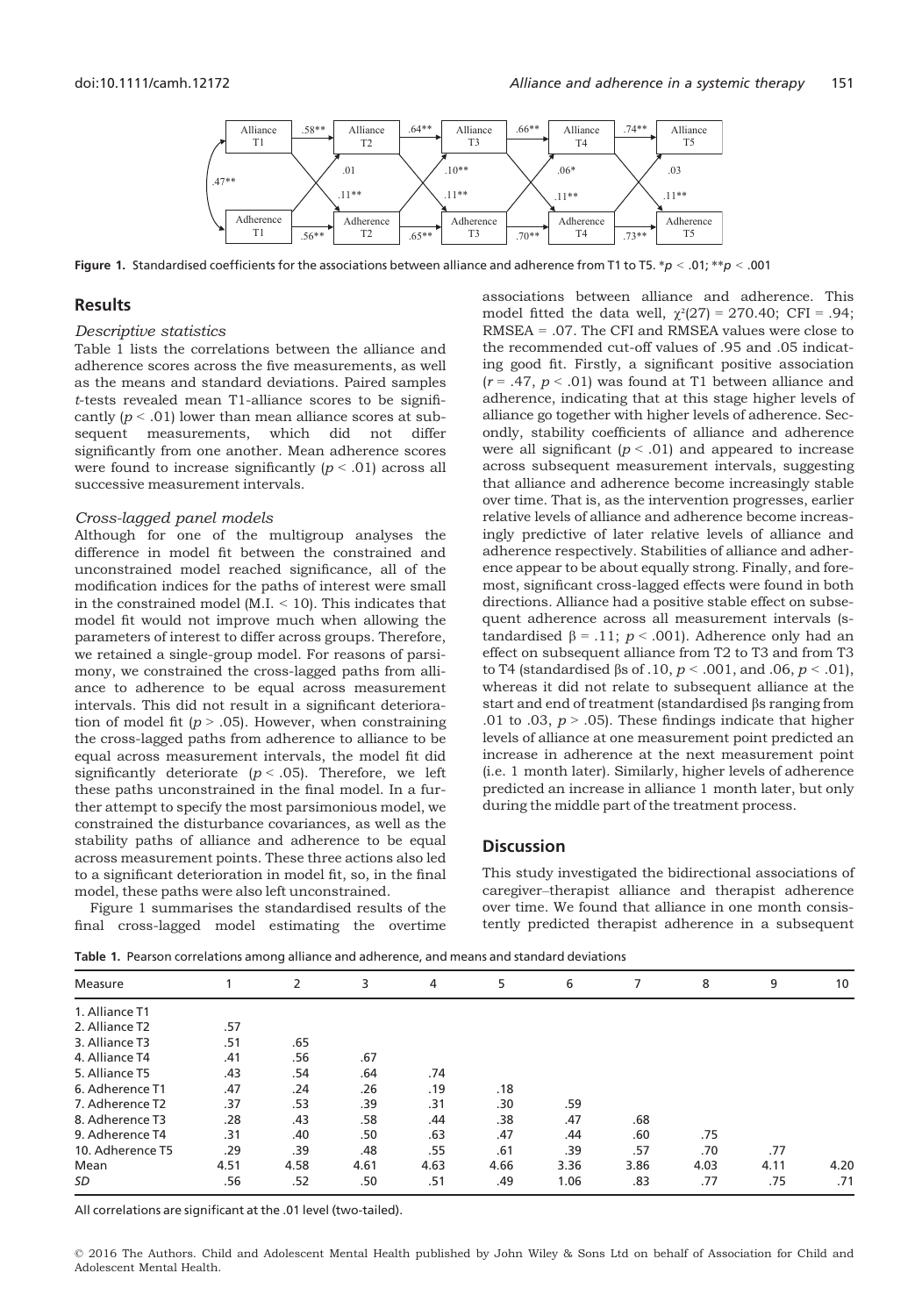Figure 1. Standardised coefficients for the associations between alliance and adherence from T1 to T5. $^{*}p < .01$; $^{**}p < .001$

## Results

### *Descriptive statistics*

Table 1 lists the correlations between the alliance and adherence scores across the five measurements, as well as the means and standard deviations. Paired samples *t*-tests revealed mean T1-alliance scores to be significantly ($p < .01$) lower than mean alliance scores at subsequent measurements, which did not differ significantly from one another. Mean adherence scores were found to increase significantly ($p < .01$) across all successive measurement intervals.

### *Cross-lagged panel models*

Although for one of the multigroup analyses the difference in model fit between the constrained and unconstrained model reached significance, all of the modification indices for the paths of interest were small in the constrained model (M.I. < 10). This indicates that model fit would not improve much when allowing the parameters of interest to differ across groups. Therefore, we retained a single-group model. For reasons of parsimony, we constrained the cross-lagged paths from alliance to adherence to be equal across measurement intervals. This did not result in a significant deterioration of model fit ($p > .05$). However, when constraining the cross-lagged paths from adherence to alliance to be equal across measurement intervals, the model fit did significantly deteriorate ($p < .05$). Therefore, we left these paths unconstrained in the final model. In a further attempt to specify the most parsimonious model, we constrained the disturbance covariances, as well as the stability paths of alliance and adherence to be equal across measurement points. These three actions also led to a significant deterioration in model fit, so, in the final model, these paths were also left unconstrained.

Figure 1 summarises the standardised results of the final cross-lagged model estimating the overtime associations between alliance and adherence. This model fitted the data well, $\chi^2(27) = 270.40$; CFI = .94; RMSEA = .07. The CFI and RMSEA values were close to the recommended cut-off values of .95 and .05 indicating good fit. Firstly, a significant positive association ($r = .47$, $p < .01$) was found at T1 between alliance and adherence, indicating that at this stage higher levels of alliance go together with higher levels of adherence. Secondly, stability coefficients of alliance and adherence were all significant ($p < .01$) and appeared to increase across subsequent measurement intervals, suggesting that alliance and adherence become increasingly stable over time. That is, as the intervention progresses, earlier relative levels of alliance and adherence become increasingly predictive of later relative levels of alliance and adherence respectively. Stabilities of alliance and adherence appear to be about equally strong. Finally, and foremost, significant cross-lagged effects were found in both directions. Alliance had a positive stable effect on subsequent adherence across all measurement intervals (standardised $\beta = .11$; $p < .001$). Adherence only had an effect on subsequent alliance from T2 to T3 and from T3 to T4 (standardised βs of .10, $p < .001$, and .06, $p < .01$), whereas it did not relate to subsequent alliance at the start and end of treatment (standardised βs ranging from .01 to .03, $p > .05$). These findings indicate that higher levels of alliance at one measurement point predicted an increase in adherence at the next measurement point (i.e. 1 month later). Similarly, higher levels of adherence predicted an increase in alliance 1 month later, but only during the middle part of the treatment process.

## Discussion

This study investigated the bidirectional associations of caregiver–therapist alliance and therapist adherence over time. We found that alliance in one month consistently predicted therapist adherence in a subsequent

**Table 1.** Pearson correlations among alliance and adherence, and means and standard deviations

| Measure | 1 | 2 | 3 | 4 | 5 | 6 | 7 | 8 | 9 | 10 |
|---|---|---|---|---|---|---|---|---|---|---|
| 1. Alliance T1 | | | | | | | | | | |
| 2. Alliance T2 | .57 | | | | | | | | | |
| 3. Alliance T3 | .51 | .65 | | | | | | | | |
| 4. Alliance T4 | .41 | .56 | .67 | | | | | | | |
| 5. Alliance T5 | .43 | .54 | .64 | .74 | | | | | | |
| 6. Adherence T1 | .47 | .24 | .26 | .19 | .18 | | | | | |
| 7. Adherence T2 | .37 | .53 | .39 | .31 | .30 | .59 | | | | |
| 8. Adherence T3 | .28 | .43 | .58 | .44 | .38 | .47 | .68 | | | |
| 9. Adherence T4 | .31 | .40 | .50 | .63 | .47 | .44 | .60 | .75 | | |
| 10. Adherence T5 | .29 | .39 | .48 | .55 | .61 | .39 | .57 | .70 | .77 | |
| Mean | 4.51 | 4.58 | 4.61 | 4.63 | 4.66 | 3.36 | 3.86 | 4.03 | 4.11 | 4.20 |
| *SD* | .56 | .52 | .50 | .51 | .49 | 1.06 | .83 | .77 | .75 | .71 |

All correlations are significant at the .01 level (two-tailed).

© 2016 The Authors. Child and Adolescent Mental Health published by John Wiley & Sons Ltd on behalf of Association for Child and Adolescent Mental Health.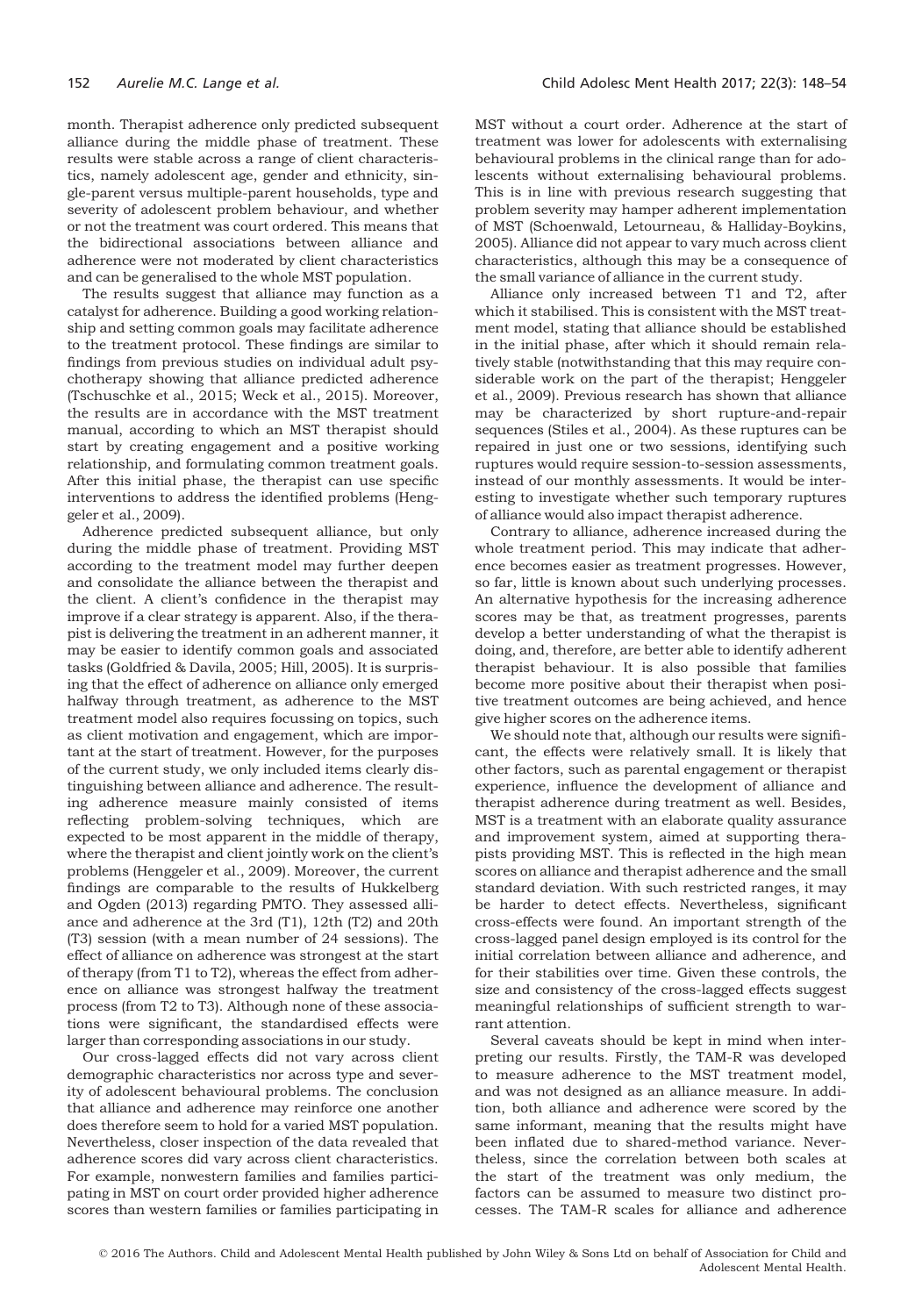month. Therapist adherence only predicted subsequent alliance during the middle phase of treatment. These results were stable across a range of client characteristics, namely adolescent age, gender and ethnicity, single-parent versus multiple-parent households, type and severity of adolescent problem behaviour, and whether or not the treatment was court ordered. This means that the bidirectional associations between alliance and adherence were not moderated by client characteristics and can be generalised to the whole MST population.

The results suggest that alliance may function as a catalyst for adherence. Building a good working relationship and setting common goals may facilitate adherence to the treatment protocol. These findings are similar to findings from previous studies on individual adult psychotherapy showing that alliance predicted adherence (Tschuschke et al., 2015; Weck et al., 2015). Moreover, the results are in accordance with the MST treatment manual, according to which an MST therapist should start by creating engagement and a positive working relationship, and formulating common treatment goals. After this initial phase, the therapist can use specific interventions to address the identified problems (Henggeler et al., 2009).

Adherence predicted subsequent alliance, but only during the middle phase of treatment. Providing MST according to the treatment model may further deepen and consolidate the alliance between the therapist and the client. A client's confidence in the therapist may improve if a clear strategy is apparent. Also, if the therapist is delivering the treatment in an adherent manner, it may be easier to identify common goals and associated tasks (Goldfried & Davila, 2005; Hill, 2005). It is surprising that the effect of adherence on alliance only emerged halfway through treatment, as adherence to the MST treatment model also requires focussing on topics, such as client motivation and engagement, which are important at the start of treatment. However, for the purposes of the current study, we only included items clearly distinguishing between alliance and adherence. The resulting adherence measure mainly consisted of items reflecting problem-solving techniques, which are expected to be most apparent in the middle of therapy, where the therapist and client jointly work on the client's problems (Henggeler et al., 2009). Moreover, the current findings are comparable to the results of Hukkelberg and Ogden (2013) regarding PMTO. They assessed alliance and adherence at the 3rd (T1), 12th (T2) and 20th (T3) session (with a mean number of 24 sessions). The effect of alliance on adherence was strongest at the start of therapy (from T1 to T2), whereas the effect from adherence on alliance was strongest halfway the treatment process (from T2 to T3). Although none of these associations were significant, the standardised effects were larger than corresponding associations in our study.

Our cross-lagged effects did not vary across client demographic characteristics nor across type and severity of adolescent behavioural problems. The conclusion that alliance and adherence may reinforce one another does therefore seem to hold for a varied MST population. Nevertheless, closer inspection of the data revealed that adherence scores did vary across client characteristics. For example, nonwestern families and families participating in MST on court order provided higher adherence scores than western families or families participating in MST without a court order. Adherence at the start of treatment was lower for adolescents with externalising behavioural problems in the clinical range than for adolescents without externalising behavioural problems. This is in line with previous research suggesting that problem severity may hamper adherent implementation of MST (Schoenwald, Letourneau, & Halliday-Boykins, 2005). Alliance did not appear to vary much across client characteristics, although this may be a consequence of the small variance of alliance in the current study.

Alliance only increased between T1 and T2, after which it stabilised. This is consistent with the MST treatment model, stating that alliance should be established in the initial phase, after which it should remain relatively stable (notwithstanding that this may require considerable work on the part of the therapist; Henggeler et al., 2009). Previous research has shown that alliance may be characterized by short rupture-and-repair sequences (Stiles et al., 2004). As these ruptures can be repaired in just one or two sessions, identifying such ruptures would require session-to-session assessments, instead of our monthly assessments. It would be interesting to investigate whether such temporary ruptures of alliance would also impact therapist adherence.

Contrary to alliance, adherence increased during the whole treatment period. This may indicate that adherence becomes easier as treatment progresses. However, so far, little is known about such underlying processes. An alternative hypothesis for the increasing adherence scores may be that, as treatment progresses, parents develop a better understanding of what the therapist is doing, and, therefore, are better able to identify adherent therapist behaviour. It is also possible that families become more positive about their therapist when positive treatment outcomes are being achieved, and hence give higher scores on the adherence items.

We should note that, although our results were significant, the effects were relatively small. It is likely that other factors, such as parental engagement or therapist experience, influence the development of alliance and therapist adherence during treatment as well. Besides, MST is a treatment with an elaborate quality assurance and improvement system, aimed at supporting therapists providing MST. This is reflected in the high mean scores on alliance and therapist adherence and the small standard deviation. With such restricted ranges, it may be harder to detect effects. Nevertheless, significant cross-effects were found. An important strength of the cross-lagged panel design employed is its control for the initial correlation between alliance and adherence, and for their stabilities over time. Given these controls, the size and consistency of the cross-lagged effects suggest meaningful relationships of sufficient strength to warrant attention.

Several caveats should be kept in mind when interpreting our results. Firstly, the TAM-R was developed to measure adherence to the MST treatment model, and was not designed as an alliance measure. In addition, both alliance and adherence were scored by the same informant, meaning that the results might have been inflated due to shared-method variance. Nevertheless, since the correlation between both scales at the start of the treatment was only medium, the factors can be assumed to measure two distinct processes. The TAM-R scales for alliance and adherence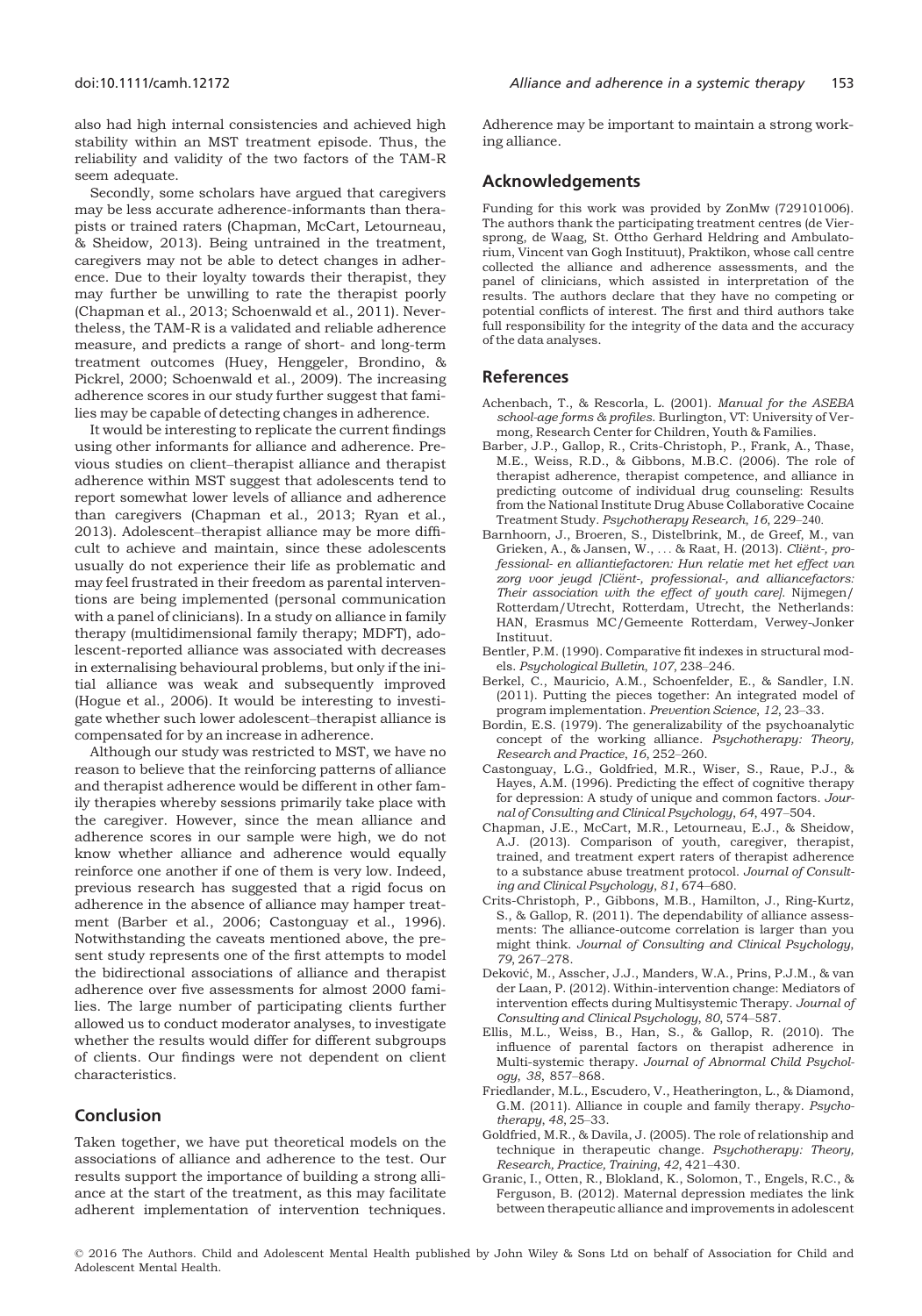also had high internal consistencies and achieved high stability within an MST treatment episode. Thus, the reliability and validity of the two factors of the TAM-R seem adequate.

Secondly, some scholars have argued that caregivers may be less accurate adherence-informants than therapists or trained raters (Chapman, McCart, Letourneau, & Sheidow, 2013). Being untrained in the treatment, caregivers may not be able to detect changes in adherence. Due to their loyalty towards their therapist, they may further be unwilling to rate the therapist poorly (Chapman et al., 2013; Schoenwald et al., 2011). Nevertheless, the TAM-R is a validated and reliable adherence measure, and predicts a range of short- and long-term treatment outcomes (Huey, Henggeler, Brondino, & Pickrel, 2000; Schoenwald et al., 2009). The increasing adherence scores in our study further suggest that families may be capable of detecting changes in adherence.

It would be interesting to replicate the current findings using other informants for alliance and adherence. Previous studies on client–therapist alliance and therapist adherence within MST suggest that adolescents tend to report somewhat lower levels of alliance and adherence than caregivers (Chapman et al., 2013; Ryan et al., 2013). Adolescent–therapist alliance may be more difficult to achieve and maintain, since these adolescents usually do not experience their life as problematic and may feel frustrated in their freedom as parental interventions are being implemented (personal communication with a panel of clinicians). In a study on alliance in family therapy (multidimensional family therapy; MDFT), adolescent-reported alliance was associated with decreases in externalising behavioural problems, but only if the initial alliance was weak and subsequently improved (Hogue et al., 2006). It would be interesting to investigate whether such lower adolescent–therapist alliance is compensated for by an increase in adherence.

Although our study was restricted to MST, we have no reason to believe that the reinforcing patterns of alliance and therapist adherence would be different in other family therapies whereby sessions primarily take place with the caregiver. However, since the mean alliance and adherence scores in our sample were high, we do not know whether alliance and adherence would equally reinforce one another if one of them is very low. Indeed, previous research has suggested that a rigid focus on adherence in the absence of alliance may hamper treatment (Barber et al., 2006; Castonguay et al., 1996). Notwithstanding the caveats mentioned above, the present study represents one of the first attempts to model the bidirectional associations of alliance and therapist adherence over five assessments for almost 2000 families. The large number of participating clients further allowed us to conduct moderator analyses, to investigate whether the results would differ for different subgroups of clients. Our findings were not dependent on client characteristics.

## Conclusion

Taken together, we have put theoretical models on the associations of alliance and adherence to the test. Our results support the importance of building a strong alliance at the start of the treatment, as this may facilitate adherent implementation of intervention techniques. Adherence may be important to maintain a strong working alliance.

## Acknowledgements

Funding for this work was provided by ZonMw (729101006). The authors thank the participating treatment centres (de Viersprong, de Waag, St. Ottho Gerhard Heldring and Ambulatorium, Vincent van Gogh Instituut), Praktikon, whose call centre collected the alliance and adherence assessments, and the panel of clinicians, which assisted in interpretation of the results. The authors declare that they have no competing or potential conflicts of interest. The first and third authors take full responsibility for the integrity of the data and the accuracy of the data analyses.

## References

Achenbach, T., & Rescorla, L. (2001). *Manual for the ASEBA school-age forms & profiles*. Burlington, VT: University of Vermong, Research Center for Children, Youth & Families.

Barber, J.P., Gallop, R., Crits-Christoph, P., Frank, A., Thase, M.E., Weiss, R.D., & Gibbons, M.B.C. (2006). The role of therapist adherence, therapist competence, and alliance in predicting outcome of individual drug counseling: Results from the National Institute Drug Abuse Collaborative Cocaine Treatment Study. *Psychotherapy Research*, *16*, 229–240.

Barnhoorn, J., Broeren, S., Distelbrink, M., de Greef, M., van Grieken, A., & Jansen, W., … & Raat, H. (2013). *Cliënt-, professional- en alliantiefactoren: Hun relatie met het effect van zorg voor jeugd [Cliënt-, professional-, and alliancefactors: Their association with the effect of youth care]*. Nijmegen/Rotterdam/Utrecht, Rotterdam, Utrecht, the Netherlands: HAN, Erasmus MC/Gemeente Rotterdam, Verwey-Jonker Instituut.

Bentler, P.M. (1990). Comparative fit indexes in structural models. *Psychological Bulletin*, *107*, 238–246.

Berkel, C., Mauricio, A.M., Schoenfelder, E., & Sandler, I.N. (2011). Putting the pieces together: An integrated model of program implementation. *Prevention Science*, *12*, 23–33.

Bordin, E.S. (1979). The generalizability of the psychoanalytic concept of the working alliance. *Psychotherapy: Theory, Research and Practice*, *16*, 252–260.

Castonguay, L.G., Goldfried, M.R., Wiser, S., Raue, P.J., & Hayes, A.M. (1996). Predicting the effect of cognitive therapy for depression: A study of unique and common factors. *Journal of Consulting and Clinical Psychology*, *64*, 497–504.

Chapman, J.E., McCart, M.R., Letourneau, E.J., & Sheidow, A.J. (2013). Comparison of youth, caregiver, therapist, trained, and treatment expert raters of therapist adherence to a substance abuse treatment protocol. *Journal of Consulting and Clinical Psychology*, *81*, 674–680.

Crits-Christoph, P., Gibbons, M.B., Hamilton, J., Ring-Kurtz, S., & Gallop, R. (2011). The dependability of alliance assessments: The alliance-outcome correlation is larger than you might think. *Journal of Consulting and Clinical Psychology*, *79*, 267–278.

Deković, M., Asscher, J.J., Manders, W.A., Prins, P.J.M., & van der Laan, P. (2012). Within-intervention change: Mediators of intervention effects during Multisystemic Therapy. *Journal of Consulting and Clinical Psychology*, *80*, 574–587.

Ellis, M.L., Weiss, B., Han, S., & Gallop, R. (2010). The influence of parental factors on therapist adherence in Multi-systemic therapy. *Journal of Abnormal Child Psychology*, *38*, 857–868.

Friedlander, M.L., Escudero, V., Heatherington, L., & Diamond, G.M. (2011). Alliance in couple and family therapy. *Psychotherapy*, *48*, 25–33.

Goldfried, M.R., & Davila, J. (2005). The role of relationship and technique in therapeutic change. *Psychotherapy: Theory, Research, Practice, Training*, *42*, 421–430.

Granic, I., Otten, R., Blokland, K., Solomon, T., Engels, R.C., & Ferguson, B. (2012). Maternal depression mediates the link between therapeutic alliance and improvements in adolescent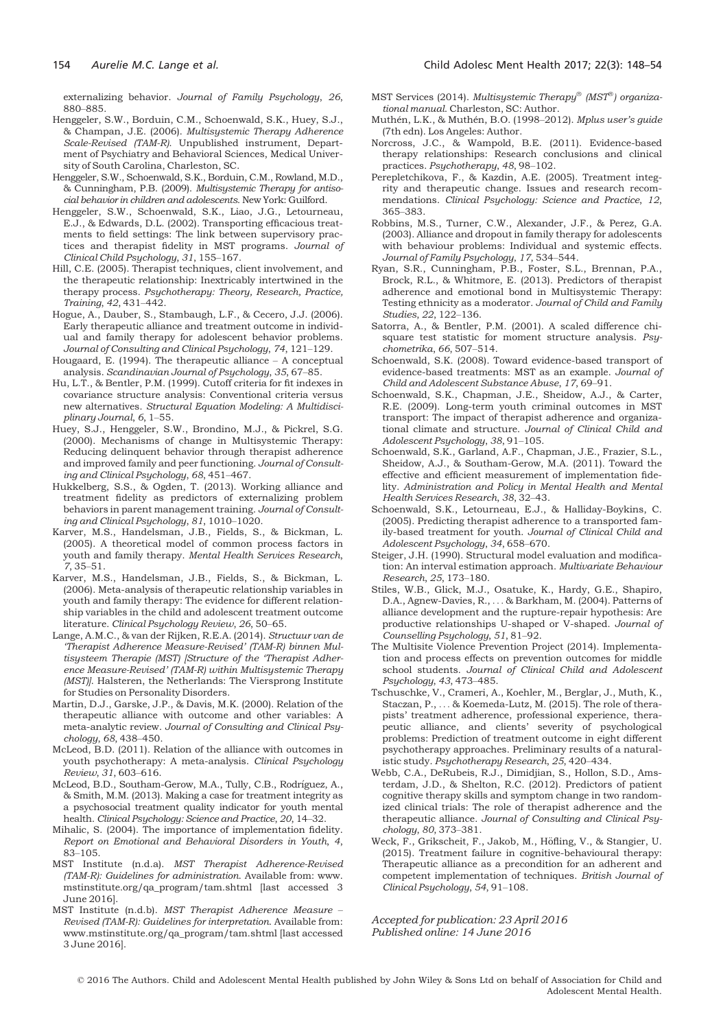externalizing behavior. *Journal of Family Psychology*, *26*, 880–885.

Henggeler, S.W., Borduin, C.M., Schoenwald, S.K., Huey, S.J., & Champan, J.E. (2006). *Multisystemic Therapy Adherence Scale-Revised (TAM-R).* Unpublished instrument, Department of Psychiatry and Behavioral Sciences, Medical University of South Carolina, Charleston, SC.

Henggeler, S.W., Schoenwald, S.K., Borduin, C.M., Rowland, M.D., & Cunningham, P.B. (2009). *Multisystemic Therapy for antisocial behavior in children and adolescents*. New York: Guilford.

Henggeler, S.W., Schoenwald, S.K., Liao, J.G., Letourneau, E.J., & Edwards, D.L. (2002). Transporting efficacious treatments to field settings: The link between supervisory practices and therapist fidelity in MST programs. *Journal of Clinical Child Psychology*, *31*, 155–167.

Hill, C.E. (2005). Therapist techniques, client involvement, and the therapeutic relationship: Inextricably intertwined in the therapy process. *Psychotherapy: Theory, Research, Practice, Training*, *42*, 431–442.

Hogue, A., Dauber, S., Stambaugh, L.F., & Cecero, J.J. (2006). Early therapeutic alliance and treatment outcome in individual and family therapy for adolescent behavior problems. *Journal of Consulting and Clinical Psychology*, *74*, 121–129.

Hougaard, E. (1994). The therapeutic alliance – A conceptual analysis. *Scandinavian Journal of Psychology*, *35*, 67–85.

Hu, L.T., & Bentler, P.M. (1999). Cutoff criteria for fit indexes in covariance structure analysis: Conventional criteria versus new alternatives. *Structural Equation Modeling: A Multidisciplinary Journal*, *6*, 1–55.

Huey, S.J., Henggeler, S.W., Brondino, M.J., & Pickrel, S.G. (2000). Mechanisms of change in Multisystemic Therapy: Reducing delinquent behavior through therapist adherence and improved family and peer functioning. *Journal of Consulting and Clinical Psychology*, *68*, 451–467.

Hukkelberg, S.S., & Ogden, T. (2013). Working alliance and treatment fidelity as predictors of externalizing problem behaviors in parent management training. *Journal of Consulting and Clinical Psychology*, *81*, 1010–1020.

Karver, M.S., Handelsman, J.B., Fields, S., & Bickman, L. (2005). A theoretical model of common process factors in youth and family therapy. *Mental Health Services Research*, *7*, 35–51.

Karver, M.S., Handelsman, J.B., Fields, S., & Bickman, L. (2006). Meta-analysis of therapeutic relationship variables in youth and family therapy: The evidence for different relationship variables in the child and adolescent treatment outcome literature. *Clinical Psychology Review*, *26*, 50–65.

Lange, A.M.C., & van der Rijken, R.E.A. (2014). *Structuur van de 'Therapist Adherence Measure-Revised' (TAM-R) binnen Multisysteem Therapie (MST) [Structure of the 'Therapist Adherence Measure-Revised' (TAM-R) within Multisystemic Therapy (MST)]*. Halsteren, the Netherlands: The Viersprong Institute for Studies on Personality Disorders.

Martin, D.J., Garske, J.P., & Davis, M.K. (2000). Relation of the therapeutic alliance with outcome and other variables: A meta-analytic review. *Journal of Consulting and Clinical Psychology*, *68*, 438–450.

McLeod, B.D. (2011). Relation of the alliance with outcomes in youth psychotherapy: A meta-analysis. *Clinical Psychology Review*, *31*, 603–616.

McLeod, B.D., Southam-Gerow, M.A., Tully, C.B., Rodríguez, A., & Smith, M.M. (2013). Making a case for treatment integrity as a psychosocial treatment quality indicator for youth mental health. *Clinical Psychology: Science and Practice*, *20*, 14–32.

Mihalic, S. (2004). The importance of implementation fidelity. *Report on Emotional and Behavioral Disorders in Youth*, *4*, 83–105.

MST Institute (n.d.a). *MST Therapist Adherence-Revised (TAM-R): Guidelines for administration*. Available from: www.mstinstitute.org/qa_program/tam.shtml [last accessed 3 June 2016].

MST Institute (n.d.b). *MST Therapist Adherence Measure – Revised (TAM-R): Guidelines for interpretation*. Available from: www.mstinstitute.org/qa_program/tam.shtml [last accessed 3 June 2016].

MST Services (2014). *Multisystemic Therapy® (MST®) organizational manual*. Charleston, SC: Author.

Muthén, L.K., & Muthén, B.O. (1998–2012). *Mplus user's guide* (7th edn). Los Angeles: Author.

Norcross, J.C., & Wampold, B.E. (2011). Evidence-based therapy relationships: Research conclusions and clinical practices. *Psychotherapy*, *48*, 98–102.

Perepletchikova, F., & Kazdin, A.E. (2005). Treatment integrity and therapeutic change. Issues and research recommendations. *Clinical Psychology: Science and Practice*, *12*, 365–383.

Robbins, M.S., Turner, C.W., Alexander, J.F., & Perez, G.A. (2003). Alliance and dropout in family therapy for adolescents with behaviour problems: Individual and systemic effects. *Journal of Family Psychology*, *17*, 534–544.

Ryan, S.R., Cunningham, P.B., Foster, S.L., Brennan, P.A., Brock, R.L., & Whitmore, E. (2013). Predictors of therapist adherence and emotional bond in Multisystemic Therapy: Testing ethnicity as a moderator. *Journal of Child and Family Studies*, *22*, 122–136.

Satorra, A., & Bentler, P.M. (2001). A scaled difference chi-square test statistic for moment structure analysis. *Psychometrika*, *66*, 507–514.

Schoenwald, S.K. (2008). Toward evidence-based transport of evidence-based treatments: MST as an example. *Journal of Child and Adolescent Substance Abuse*, *17*, 69–91.

Schoenwald, S.K., Chapman, J.E., Sheidow, A.J., & Carter, R.E. (2009). Long-term youth criminal outcomes in MST transport: The impact of therapist adherence and organizational climate and structure. *Journal of Clinical Child and Adolescent Psychology*, *38*, 91–105.

Schoenwald, S.K., Garland, A.F., Chapman, J.E., Frazier, S.L., Sheidow, A.J., & Southam-Gerow, M.A. (2011). Toward the effective and efficient measurement of implementation fidelity. *Administration and Policy in Mental Health and Mental Health Services Research*, *38*, 32–43.

Schoenwald, S.K., Letourneau, E.J., & Halliday-Boykins, C. (2005). Predicting therapist adherence to a transported family-based treatment for youth. *Journal of Clinical Child and Adolescent Psychology*, *34*, 658–670.

Steiger, J.H. (1990). Structural model evaluation and modification: An interval estimation approach. *Multivariate Behaviour Research*, *25*, 173–180.

Stiles, W.B., Glick, M.J., Osatuke, K., Hardy, G.E., Shapiro, D.A., Agnew-Davies, R., ... & Barkham, M. (2004). Patterns of alliance development and the rupture-repair hypothesis: Are productive relationships U-shaped or V-shaped. *Journal of Counselling Psychology*, *51*, 81–92.

The Multisite Violence Prevention Project (2014). Implementation and process effects on prevention outcomes for middle school students. *Journal of Clinical Child and Adolescent Psychology*, *43*, 473–485.

Tschuschke, V., Crameri, A., Koehler, M., Berglar, J., Muth, K., Staczan, P., ... & Koemeda-Lutz, M. (2015). The role of therapists' treatment adherence, professional experience, therapeutic alliance, and clients' severity of psychological problems: Prediction of treatment outcome in eight different psychotherapy approaches. Preliminary results of a naturalistic study. *Psychotherapy Research*, *25*, 420–434.

Webb, C.A., DeRubeis, R.J., Dimidjian, S., Hollon, S.D., Amsterdam, J.D., & Shelton, R.C. (2012). Predictors of patient cognitive therapy skills and symptom change in two randomized clinical trials: The role of therapist adherence and the therapeutic alliance. *Journal of Consulting and Clinical Psychology*, *80*, 373–381.

Weck, F., Grikscheit, F., Jakob, M., Höfling, V., & Stangier, U. (2015). Treatment failure in cognitive-behavioural therapy: Therapeutic alliance as a precondition for an adherent and competent implementation of techniques. *British Journal of Clinical Psychology*, *54*, 91–108.

*Accepted for publication: 23 April 2016*
*Published online: 14 June 2016*